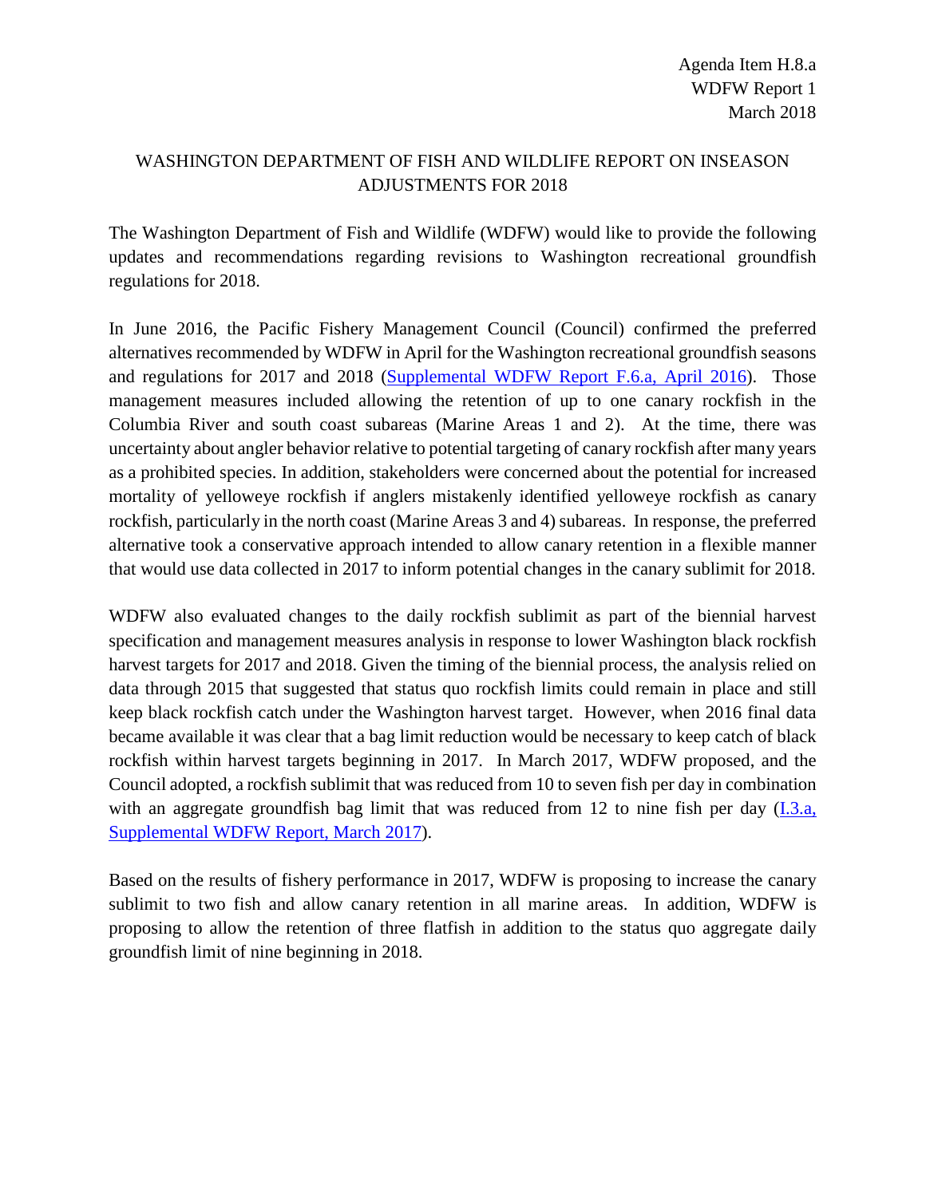Agenda Item H.8.a
WDFW Report 1
March 2018

# WASHINGTON DEPARTMENT OF FISH AND WILDLIFE REPORT ON INSEASON ADJUSTMENTS FOR 2018

The Washington Department of Fish and Wildlife (WDFW) would like to provide the following updates and recommendations regarding revisions to Washington recreational groundfish regulations for 2018.

In June 2016, the Pacific Fishery Management Council (Council) confirmed the preferred alternatives recommended by WDFW in April for the Washington recreational groundfish seasons and regulations for 2017 and 2018 (Supplemental WDFW Report F.6.a, April 2016). Those management measures included allowing the retention of up to one canary rockfish in the Columbia River and south coast subareas (Marine Areas 1 and 2). At the time, there was uncertainty about angler behavior relative to potential targeting of canary rockfish after many years as a prohibited species. In addition, stakeholders were concerned about the potential for increased mortality of yelloweye rockfish if anglers mistakenly identified yelloweye rockfish as canary rockfish, particularly in the north coast (Marine Areas 3 and 4) subareas. In response, the preferred alternative took a conservative approach intended to allow canary retention in a flexible manner that would use data collected in 2017 to inform potential changes in the canary sublimit for 2018.

WDFW also evaluated changes to the daily rockfish sublimit as part of the biennial harvest specification and management measures analysis in response to lower Washington black rockfish harvest targets for 2017 and 2018. Given the timing of the biennial process, the analysis relied on data through 2015 that suggested that status quo rockfish limits could remain in place and still keep black rockfish catch under the Washington harvest target. However, when 2016 final data became available it was clear that a bag limit reduction would be necessary to keep catch of black rockfish within harvest targets beginning in 2017. In March 2017, WDFW proposed, and the Council adopted, a rockfish sublimit that was reduced from 10 to seven fish per day in combination with an aggregate groundfish bag limit that was reduced from 12 to nine fish per day (I.3.a, Supplemental WDFW Report, March 2017).

Based on the results of fishery performance in 2017, WDFW is proposing to increase the canary sublimit to two fish and allow canary retention in all marine areas. In addition, WDFW is proposing to allow the retention of three flatfish in addition to the status quo aggregate daily groundfish limit of nine beginning in 2018.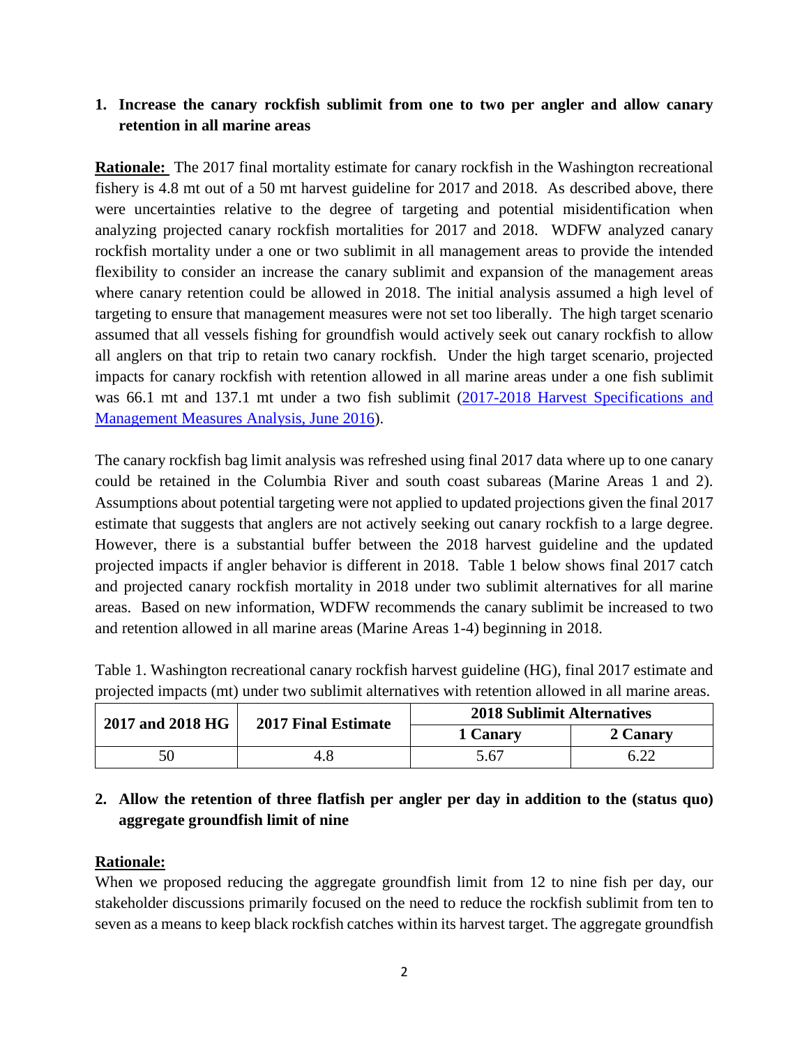1. **Increase the canary rockfish sublimit from one to two per angler and allow canary retention in all marine areas**

**Rationale:** The 2017 final mortality estimate for canary rockfish in the Washington recreational fishery is 4.8 mt out of a 50 mt harvest guideline for 2017 and 2018. As described above, there were uncertainties relative to the degree of targeting and potential misidentification when analyzing projected canary rockfish mortalities for 2017 and 2018. WDFW analyzed canary rockfish mortality under a one or two sublimit in all management areas to provide the intended flexibility to consider an increase the canary sublimit and expansion of the management areas where canary retention could be allowed in 2018. The initial analysis assumed a high level of targeting to ensure that management measures were not set too liberally. The high target scenario assumed that all vessels fishing for groundfish would actively seek out canary rockfish to allow all anglers on that trip to retain two canary rockfish. Under the high target scenario, projected impacts for canary rockfish with retention allowed in all marine areas under a one fish sublimit was 66.1 mt and 137.1 mt under a two fish sublimit (2017-2018 Harvest Specifications and Management Measures Analysis, June 2016).

The canary rockfish bag limit analysis was refreshed using final 2017 data where up to one canary could be retained in the Columbia River and south coast subareas (Marine Areas 1 and 2). Assumptions about potential targeting were not applied to updated projections given the final 2017 estimate that suggests that anglers are not actively seeking out canary rockfish to a large degree. However, there is a substantial buffer between the 2018 harvest guideline and the updated projected impacts if angler behavior is different in 2018. Table 1 below shows final 2017 catch and projected canary rockfish mortality in 2018 under two sublimit alternatives for all marine areas. Based on new information, WDFW recommends the canary sublimit be increased to two and retention allowed in all marine areas (Marine Areas 1-4) beginning in 2018.

Table 1. Washington recreational canary rockfish harvest guideline (HG), final 2017 estimate and projected impacts (mt) under two sublimit alternatives with retention allowed in all marine areas.

| 2017 and 2018 HG | 2017 Final Estimate | 2018 Sublimit Alternatives | |
|---|---|---|---|
| | | 1 Canary | 2 Canary |
| 50 | 4.8 | 5.67 | 6.22 |

2. **Allow the retention of three flatfish per angler per day in addition to the (status quo) aggregate groundfish limit of nine**

**Rationale:**

When we proposed reducing the aggregate groundfish limit from 12 to nine fish per day, our stakeholder discussions primarily focused on the need to reduce the rockfish sublimit from ten to seven as a means to keep black rockfish catches within its harvest target. The aggregate groundfish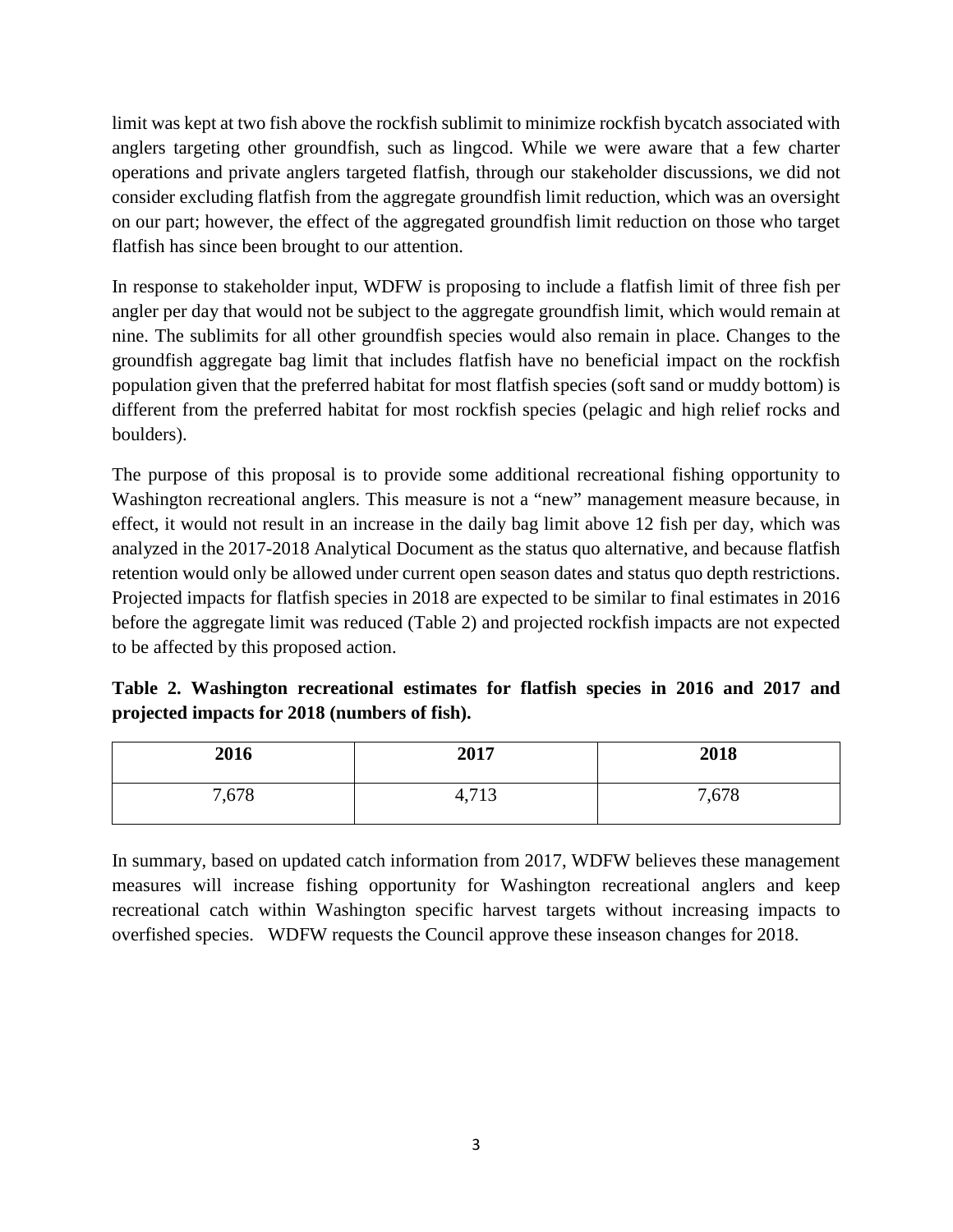limit was kept at two fish above the rockfish sublimit to minimize rockfish bycatch associated with anglers targeting other groundfish, such as lingcod. While we were aware that a few charter operations and private anglers targeted flatfish, through our stakeholder discussions, we did not consider excluding flatfish from the aggregate groundfish limit reduction, which was an oversight on our part; however, the effect of the aggregated groundfish limit reduction on those who target flatfish has since been brought to our attention.

In response to stakeholder input, WDFW is proposing to include a flatfish limit of three fish per angler per day that would not be subject to the aggregate groundfish limit, which would remain at nine. The sublimits for all other groundfish species would also remain in place. Changes to the groundfish aggregate bag limit that includes flatfish have no beneficial impact on the rockfish population given that the preferred habitat for most flatfish species (soft sand or muddy bottom) is different from the preferred habitat for most rockfish species (pelagic and high relief rocks and boulders).

The purpose of this proposal is to provide some additional recreational fishing opportunity to Washington recreational anglers. This measure is not a "new" management measure because, in effect, it would not result in an increase in the daily bag limit above 12 fish per day, which was analyzed in the 2017-2018 Analytical Document as the status quo alternative, and because flatfish retention would only be allowed under current open season dates and status quo depth restrictions. Projected impacts for flatfish species in 2018 are expected to be similar to final estimates in 2016 before the aggregate limit was reduced (Table 2) and projected rockfish impacts are not expected to be affected by this proposed action.

**Table 2. Washington recreational estimates for flatfish species in 2016 and 2017 and projected impacts for 2018 (numbers of fish).**

| 2016 | 2017 | 2018 |
| --- | --- | --- |
| 7,678 | 4,713 | 7,678 |

In summary, based on updated catch information from 2017, WDFW believes these management measures will increase fishing opportunity for Washington recreational anglers and keep recreational catch within Washington specific harvest targets without increasing impacts to overfished species. WDFW requests the Council approve these inseason changes for 2018.